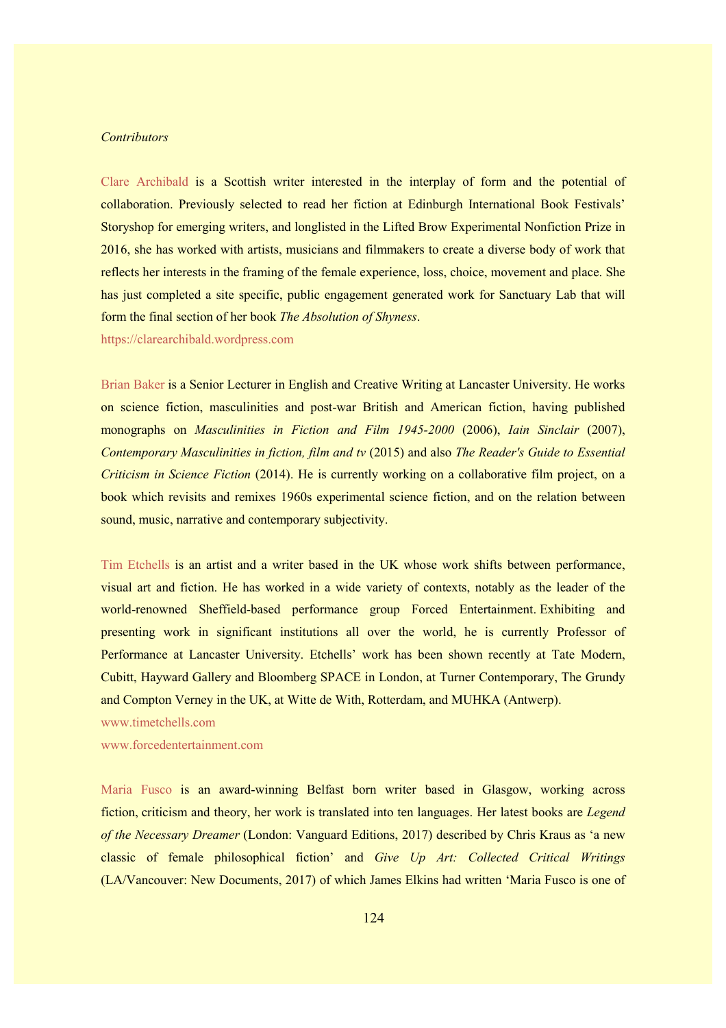*Contributors*

Clare Archibald is a Scottish writer interested in the interplay of form and the potential of collaboration. Previously selected to read her fiction at Edinburgh International Book Festivals' Storyshop for emerging writers, and longlisted in the Lifted Brow Experimental Nonfiction Prize in 2016, she has worked with artists, musicians and filmmakers to create a diverse body of work that reflects her interests in the framing of the female experience, loss, choice, movement and place. She has just completed a site specific, public engagement generated work for Sanctuary Lab that will form the final section of her book *The Absolution of Shyness*.
https://clarearchibald.wordpress.com

Brian Baker is a Senior Lecturer in English and Creative Writing at Lancaster University. He works on science fiction, masculinities and post-war British and American fiction, having published monographs on *Masculinities in Fiction and Film 1945-2000* (2006), *Iain Sinclair* (2007), *Contemporary Masculinities in fiction, film and tv* (2015) and also *The Reader's Guide to Essential Criticism in Science Fiction* (2014). He is currently working on a collaborative film project, on a book which revisits and remixes 1960s experimental science fiction, and on the relation between sound, music, narrative and contemporary subjectivity.

Tim Etchells is an artist and a writer based in the UK whose work shifts between performance, visual art and fiction. He has worked in a wide variety of contexts, notably as the leader of the world-renowned Sheffield-based performance group Forced Entertainment. Exhibiting and presenting work in significant institutions all over the world, he is currently Professor of Performance at Lancaster University. Etchells' work has been shown recently at Tate Modern, Cubitt, Hayward Gallery and Bloomberg SPACE in London, at Turner Contemporary, The Grundy and Compton Verney in the UK, at Witte de With, Rotterdam, and MUHKA (Antwerp).
www.timetchells.com
www.forcedentertainment.com

Maria Fusco is an award-winning Belfast born writer based in Glasgow, working across fiction, criticism and theory, her work is translated into ten languages. Her latest books are *Legend of the Necessary Dreamer* (London: Vanguard Editions, 2017) described by Chris Kraus as 'a new classic of female philosophical fiction' and *Give Up Art: Collected Critical Writings* (LA/Vancouver: New Documents, 2017) of which James Elkins had written 'Maria Fusco is one of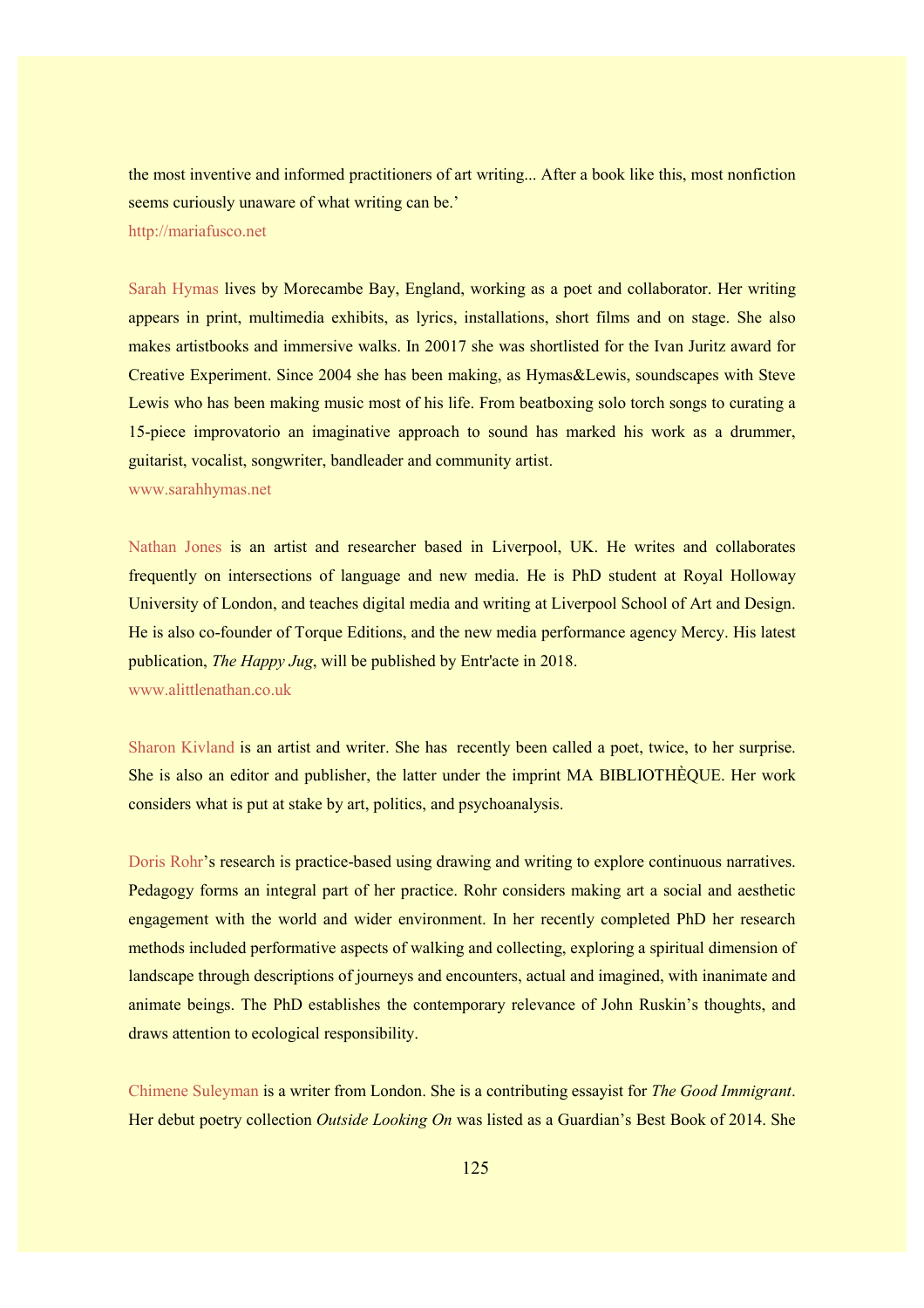the most inventive and informed practitioners of art writing... After a book like this, most nonfiction seems curiously unaware of what writing can be.'

http://mariafusco.net

Sarah Hymas lives by Morecambe Bay, England, working as a poet and collaborator. Her writing appears in print, multimedia exhibits, as lyrics, installations, short films and on stage. She also makes artistbooks and immersive walks. In 20017 she was shortlisted for the Ivan Juritz award for Creative Experiment. Since 2004 she has been making, as Hymas&Lewis, soundscapes with Steve Lewis who has been making music most of his life. From beatboxing solo torch songs to curating a 15-piece improvatorio an imaginative approach to sound has marked his work as a drummer, guitarist, vocalist, songwriter, bandleader and community artist.

www.sarahhymas.net

Nathan Jones is an artist and researcher based in Liverpool, UK. He writes and collaborates frequently on intersections of language and new media. He is PhD student at Royal Holloway University of London, and teaches digital media and writing at Liverpool School of Art and Design. He is also co-founder of Torque Editions, and the new media performance agency Mercy. His latest publication, *The Happy Jug*, will be published by Entr'acte in 2018.

www.alittlenathan.co.uk

Sharon Kivland is an artist and writer. She has recently been called a poet, twice, to her surprise. She is also an editor and publisher, the latter under the imprint MA BIBLIOTHÈQUE. Her work considers what is put at stake by art, politics, and psychoanalysis.

Doris Rohr's research is practice-based using drawing and writing to explore continuous narratives. Pedagogy forms an integral part of her practice. Rohr considers making art a social and aesthetic engagement with the world and wider environment. In her recently completed PhD her research methods included performative aspects of walking and collecting, exploring a spiritual dimension of landscape through descriptions of journeys and encounters, actual and imagined, with inanimate and animate beings. The PhD establishes the contemporary relevance of John Ruskin's thoughts, and draws attention to ecological responsibility.

Chimene Suleyman is a writer from London. She is a contributing essayist for *The Good Immigrant*. Her debut poetry collection *Outside Looking On* was listed as a Guardian's Best Book of 2014. She